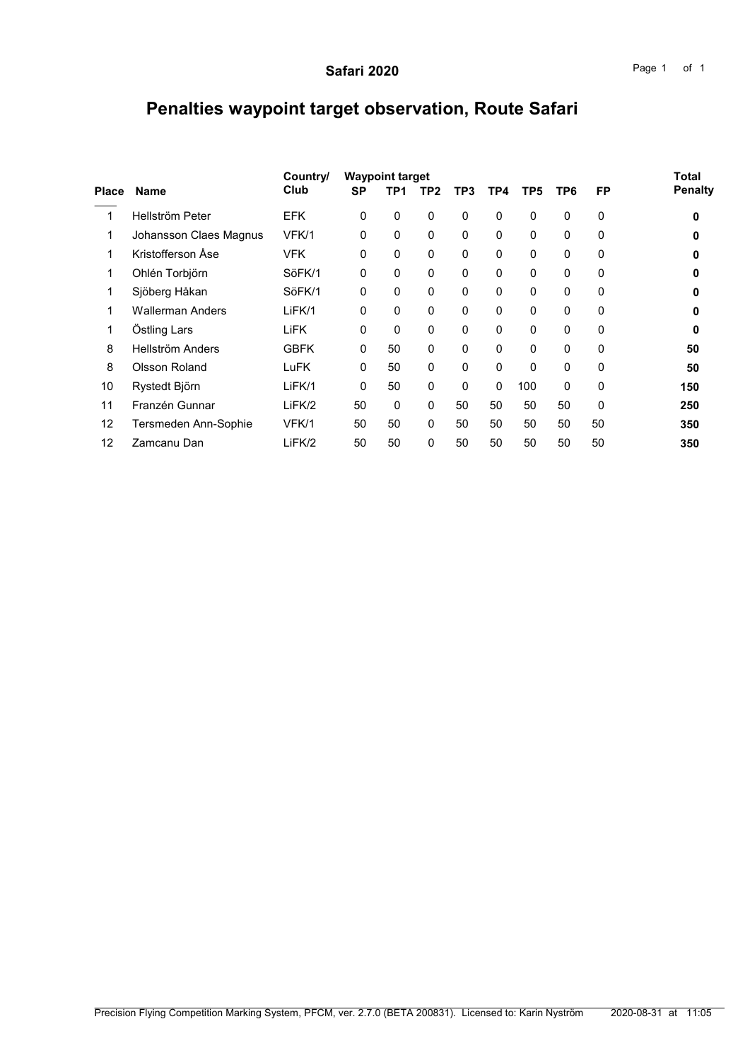Safari 2020

# Penalties waypoint target observation, Route Safari

| Place | Name | Country/ Club | Waypoint target SP | TP1 | TP2 | TP3 | TP4 | TP5 | TP6 | FP | Total Penalty |
|---|---|---|---|---|---|---|---|---|---|---|---|
| 1 | Hellström Peter | EFK | 0 | 0 | 0 | 0 | 0 | 0 | 0 | 0 | **0** |
| 1 | Johansson Claes Magnus | VFK/1 | 0 | 0 | 0 | 0 | 0 | 0 | 0 | 0 | **0** |
| 1 | Kristofferson Åse | VFK | 0 | 0 | 0 | 0 | 0 | 0 | 0 | 0 | **0** |
| 1 | Ohlén Torbjörn | SöFK/1 | 0 | 0 | 0 | 0 | 0 | 0 | 0 | 0 | **0** |
| 1 | Sjöberg Håkan | SöFK/1 | 0 | 0 | 0 | 0 | 0 | 0 | 0 | 0 | **0** |
| 1 | Wallerman Anders | LiFK/1 | 0 | 0 | 0 | 0 | 0 | 0 | 0 | 0 | **0** |
| 1 | Östling Lars | LiFK | 0 | 0 | 0 | 0 | 0 | 0 | 0 | 0 | **0** |
| 8 | Hellström Anders | GBFK | 0 | 50 | 0 | 0 | 0 | 0 | 0 | 0 | **50** |
| 8 | Olsson Roland | LuFK | 0 | 50 | 0 | 0 | 0 | 0 | 0 | 0 | **50** |
| 10 | Rystedt Björn | LiFK/1 | 0 | 50 | 0 | 0 | 0 | 100 | 0 | 0 | **150** |
| 11 | Franzén Gunnar | LiFK/2 | 50 | 0 | 0 | 50 | 50 | 50 | 50 | 0 | **250** |
| 12 | Tersmeden Ann-Sophie | VFK/1 | 50 | 50 | 0 | 50 | 50 | 50 | 50 | 50 | **350** |
| 12 | Zamcanu Dan | LiFK/2 | 50 | 50 | 0 | 50 | 50 | 50 | 50 | 50 | **350** |

Precision Flying Competition Marking System, PFCM, ver. 2.7.0 (BETA 200831). Licensed to: Karin Nyström 2020-08-31 at 11:05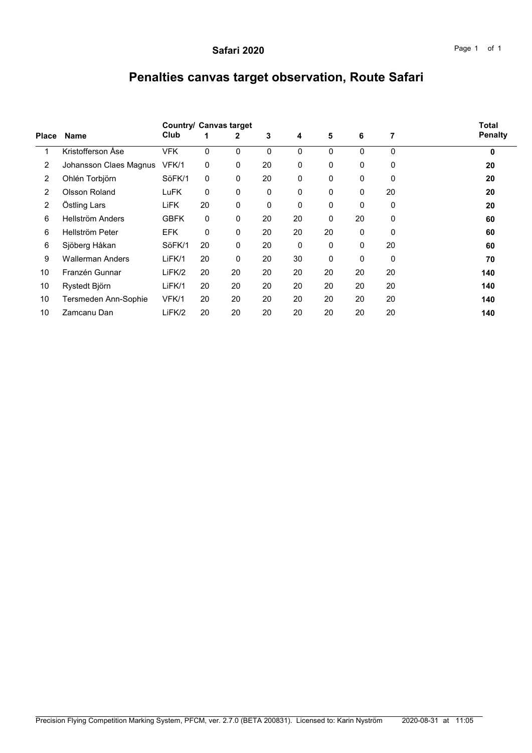## Safari 2020

# Penalties canvas target observation, Route Safari

| Place | Name | Country/ Club | Canvas target 1 | 2 | 3 | 4 | 5 | 6 | 7 | Total Penalty |
|---|---|---|---|---|---|---|---|---|---|---|
| 1 | Kristofferson Åse | VFK | 0 | 0 | 0 | 0 | 0 | 0 | 0 | **0** |
| 2 | Johansson Claes Magnus | VFK/1 | 0 | 0 | 20 | 0 | 0 | 0 | 0 | **20** |
| 2 | Ohlén Torbjörn | SöFK/1 | 0 | 0 | 20 | 0 | 0 | 0 | 0 | **20** |
| 2 | Olsson Roland | LuFK | 0 | 0 | 0 | 0 | 0 | 0 | 20 | **20** |
| 2 | Östling Lars | LiFK | 20 | 0 | 0 | 0 | 0 | 0 | 0 | **20** |
| 6 | Hellström Anders | GBFK | 0 | 0 | 20 | 20 | 0 | 20 | 0 | **60** |
| 6 | Hellström Peter | EFK | 0 | 0 | 20 | 20 | 20 | 0 | 0 | **60** |
| 6 | Sjöberg Håkan | SöFK/1 | 20 | 0 | 20 | 0 | 0 | 0 | 20 | **60** |
| 9 | Wallerman Anders | LiFK/1 | 20 | 0 | 20 | 30 | 0 | 0 | 0 | **70** |
| 10 | Franzén Gunnar | LiFK/2 | 20 | 20 | 20 | 20 | 20 | 20 | 20 | **140** |
| 10 | Rystedt Björn | LiFK/1 | 20 | 20 | 20 | 20 | 20 | 20 | 20 | **140** |
| 10 | Tersmeden Ann-Sophie | VFK/1 | 20 | 20 | 20 | 20 | 20 | 20 | 20 | **140** |
| 10 | Zamcanu Dan | LiFK/2 | 20 | 20 | 20 | 20 | 20 | 20 | 20 | **140** |

Precision Flying Competition Marking System, PFCM, ver. 2.7.0 (BETA 200831). Licensed to: Karin Nyström 2020-08-31 at 11:05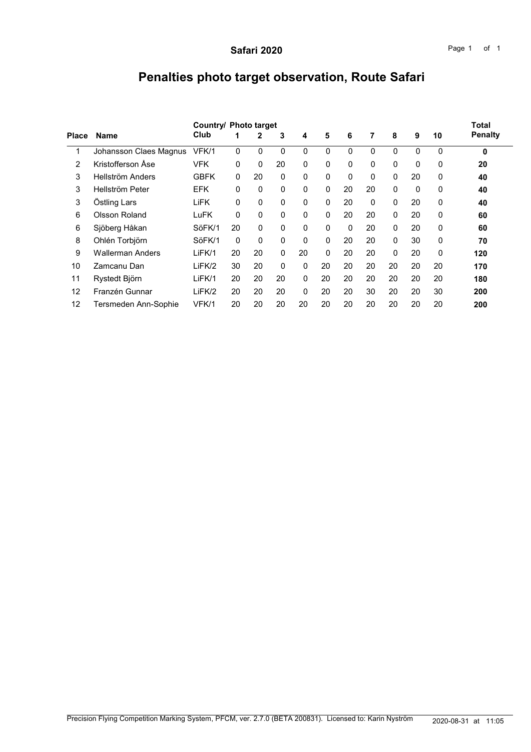## Safari 2020

# Penalties photo target observation, Route Safari

| Place | Name | Country/ Club | Photo target 1 | 2 | 3 | 4 | 5 | 6 | 7 | 8 | 9 | 10 | Total Penalty |
|---|---|---|---|---|---|---|---|---|---|---|---|---|---|
| 1 | Johansson Claes Magnus | VFK/1 | 0 | 0 | 0 | 0 | 0 | 0 | 0 | 0 | 0 | 0 | **0** |
| 2 | Kristofferson Åse | VFK | 0 | 0 | 20 | 0 | 0 | 0 | 0 | 0 | 0 | 0 | **20** |
| 3 | Hellström Anders | GBFK | 0 | 20 | 0 | 0 | 0 | 0 | 0 | 0 | 20 | 0 | **40** |
| 3 | Hellström Peter | EFK | 0 | 0 | 0 | 0 | 0 | 20 | 20 | 0 | 0 | 0 | **40** |
| 3 | Östling Lars | LiFK | 0 | 0 | 0 | 0 | 0 | 20 | 0 | 0 | 20 | 0 | **40** |
| 6 | Olsson Roland | LuFK | 0 | 0 | 0 | 0 | 0 | 20 | 20 | 0 | 20 | 0 | **60** |
| 6 | Sjöberg Håkan | SöFK/1 | 20 | 0 | 0 | 0 | 0 | 0 | 20 | 0 | 20 | 0 | **60** |
| 8 | Ohlén Torbjörn | SöFK/1 | 0 | 0 | 0 | 0 | 0 | 20 | 20 | 0 | 30 | 0 | **70** |
| 9 | Wallerman Anders | LiFK/1 | 20 | 20 | 0 | 20 | 0 | 20 | 20 | 0 | 20 | 0 | **120** |
| 10 | Zamcanu Dan | LiFK/2 | 30 | 20 | 0 | 0 | 20 | 20 | 20 | 20 | 20 | 20 | **170** |
| 11 | Rystedt Björn | LiFK/1 | 20 | 20 | 20 | 0 | 20 | 20 | 20 | 20 | 20 | 20 | **180** |
| 12 | Franzén Gunnar | LiFK/2 | 20 | 20 | 20 | 0 | 20 | 20 | 30 | 20 | 20 | 30 | **200** |
| 12 | Tersmeden Ann-Sophie | VFK/1 | 20 | 20 | 20 | 20 | 20 | 20 | 20 | 20 | 20 | 20 | **200** |

Precision Flying Competition Marking System, PFCM, ver. 2.7.0 (BETA 200831). Licensed to: Karin Nyström 2020-08-31 at 11:05